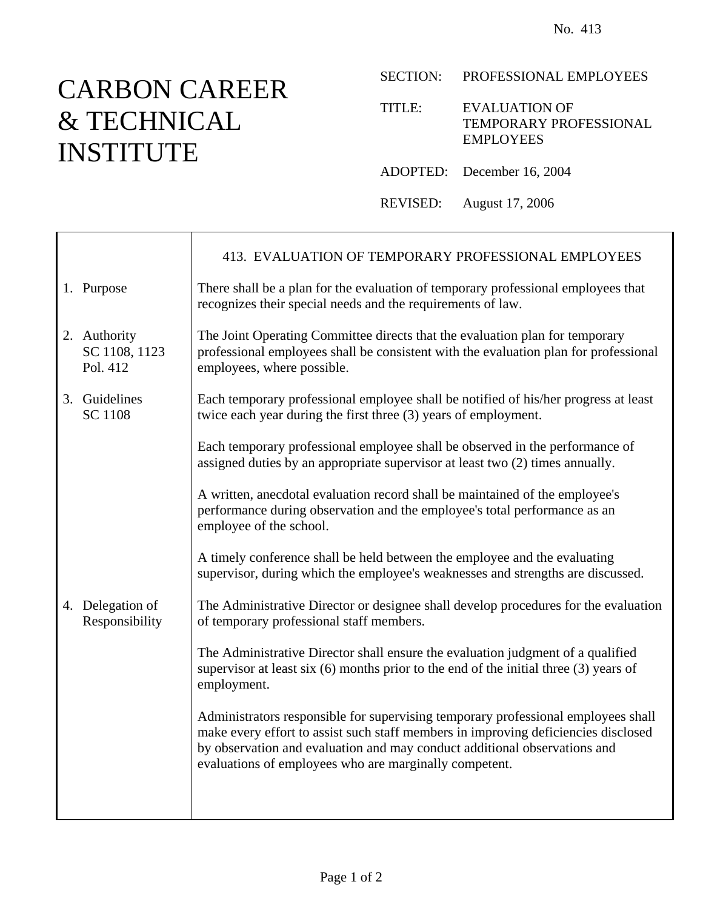No. 413

# CARBON CAREER & TECHNICAL INSTITUTE

SECTION: PROFESSIONAL EMPLOYEES

TITLE: EVALUATION OF TEMPORARY PROFESSIONAL EMPLOYEES

ADOPTED: December 16, 2004

REVISED: August 17, 2006

## 413. EVALUATION OF TEMPORARY PROFESSIONAL EMPLOYEES

**1. Purpose**

There shall be a plan for the evaluation of temporary professional employees that recognizes their special needs and the requirements of law.

**2. Authority**
SC 1108, 1123
Pol. 412

The Joint Operating Committee directs that the evaluation plan for temporary professional employees shall be consistent with the evaluation plan for professional employees, where possible.

**3. Guidelines**
SC 1108

Each temporary professional employee shall be notified of his/her progress at least twice each year during the first three (3) years of employment.

Each temporary professional employee shall be observed in the performance of assigned duties by an appropriate supervisor at least two (2) times annually.

A written, anecdotal evaluation record shall be maintained of the employee's performance during observation and the employee's total performance as an employee of the school.

A timely conference shall be held between the employee and the evaluating supervisor, during which the employee's weaknesses and strengths are discussed.

**4. Delegation of Responsibility**

The Administrative Director or designee shall develop procedures for the evaluation of temporary professional staff members.

The Administrative Director shall ensure the evaluation judgment of a qualified supervisor at least six (6) months prior to the end of the initial three (3) years of employment.

Administrators responsible for supervising temporary professional employees shall make every effort to assist such staff members in improving deficiencies disclosed by observation and evaluation and may conduct additional observations and evaluations of employees who are marginally competent.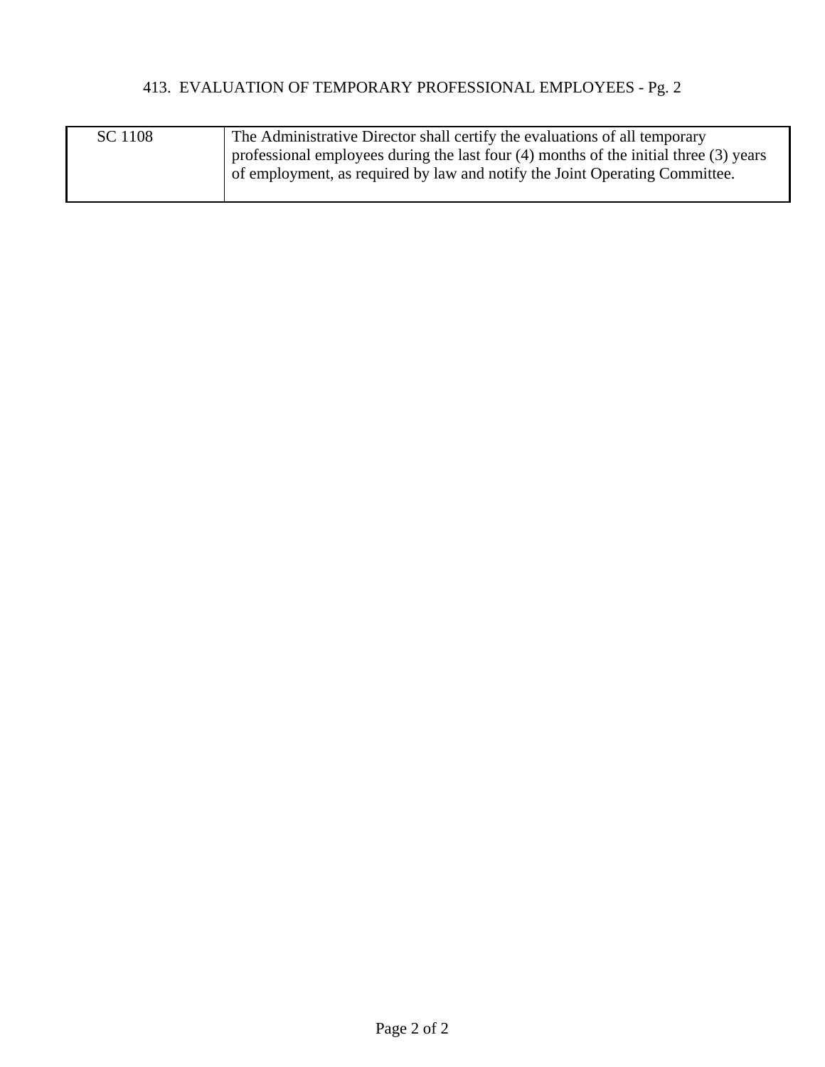| | |
|---|---|
| SC 1108 | The Administrative Director shall certify the evaluations of all temporary professional employees during the last four (4) months of the initial three (3) years of employment, as required by law and notify the Joint Operating Committee. |